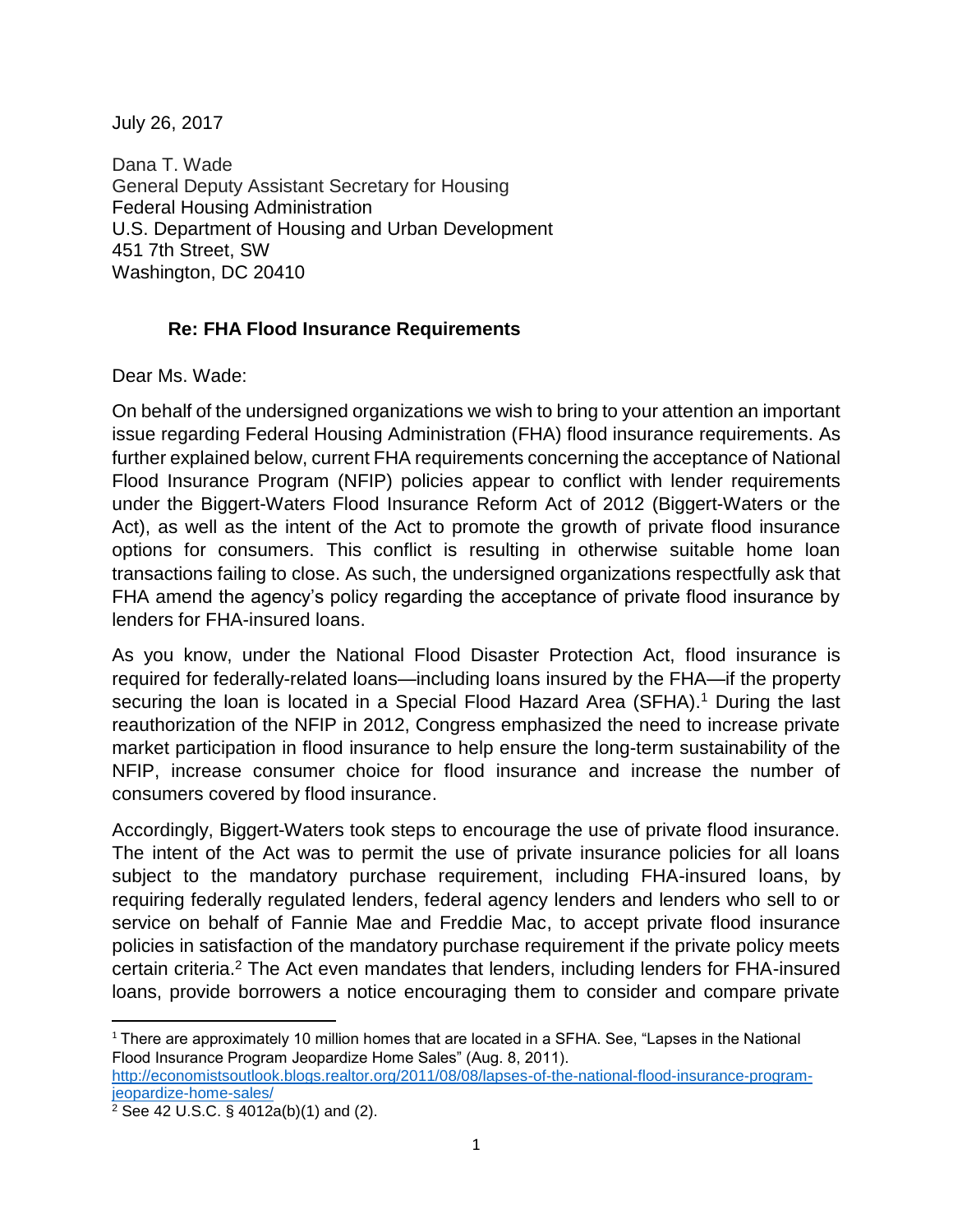July 26, 2017

Dana T. Wade
General Deputy Assistant Secretary for Housing
Federal Housing Administration
U.S. Department of Housing and Urban Development
451 7th Street, SW
Washington, DC 20410

**Re: FHA Flood Insurance Requirements**

Dear Ms. Wade:

On behalf of the undersigned organizations we wish to bring to your attention an important issue regarding Federal Housing Administration (FHA) flood insurance requirements. As further explained below, current FHA requirements concerning the acceptance of National Flood Insurance Program (NFIP) policies appear to conflict with lender requirements under the Biggert-Waters Flood Insurance Reform Act of 2012 (Biggert-Waters or the Act), as well as the intent of the Act to promote the growth of private flood insurance options for consumers. This conflict is resulting in otherwise suitable home loan transactions failing to close. As such, the undersigned organizations respectfully ask that FHA amend the agency's policy regarding the acceptance of private flood insurance by lenders for FHA-insured loans.

As you know, under the National Flood Disaster Protection Act, flood insurance is required for federally-related loans—including loans insured by the FHA—if the property securing the loan is located in a Special Flood Hazard Area (SFHA).[1] During the last reauthorization of the NFIP in 2012, Congress emphasized the need to increase private market participation in flood insurance to help ensure the long-term sustainability of the NFIP, increase consumer choice for flood insurance and increase the number of consumers covered by flood insurance.

Accordingly, Biggert-Waters took steps to encourage the use of private flood insurance. The intent of the Act was to permit the use of private insurance policies for all loans subject to the mandatory purchase requirement, including FHA-insured loans, by requiring federally regulated lenders, federal agency lenders and lenders who sell to or service on behalf of Fannie Mae and Freddie Mac, to accept private flood insurance policies in satisfaction of the mandatory purchase requirement if the private policy meets certain criteria.[2] The Act even mandates that lenders, including lenders for FHA-insured loans, provide borrowers a notice encouraging them to consider and compare private

---

[1] There are approximately 10 million homes that are located in a SFHA. See, "Lapses in the National Flood Insurance Program Jeopardize Home Sales" (Aug. 8, 2011). http://economistsoutlook.blogs.realtor.org/2011/08/08/lapses-of-the-national-flood-insurance-program-jeopardize-home-sales/

[2] See 42 U.S.C. § 4012a(b)(1) and (2).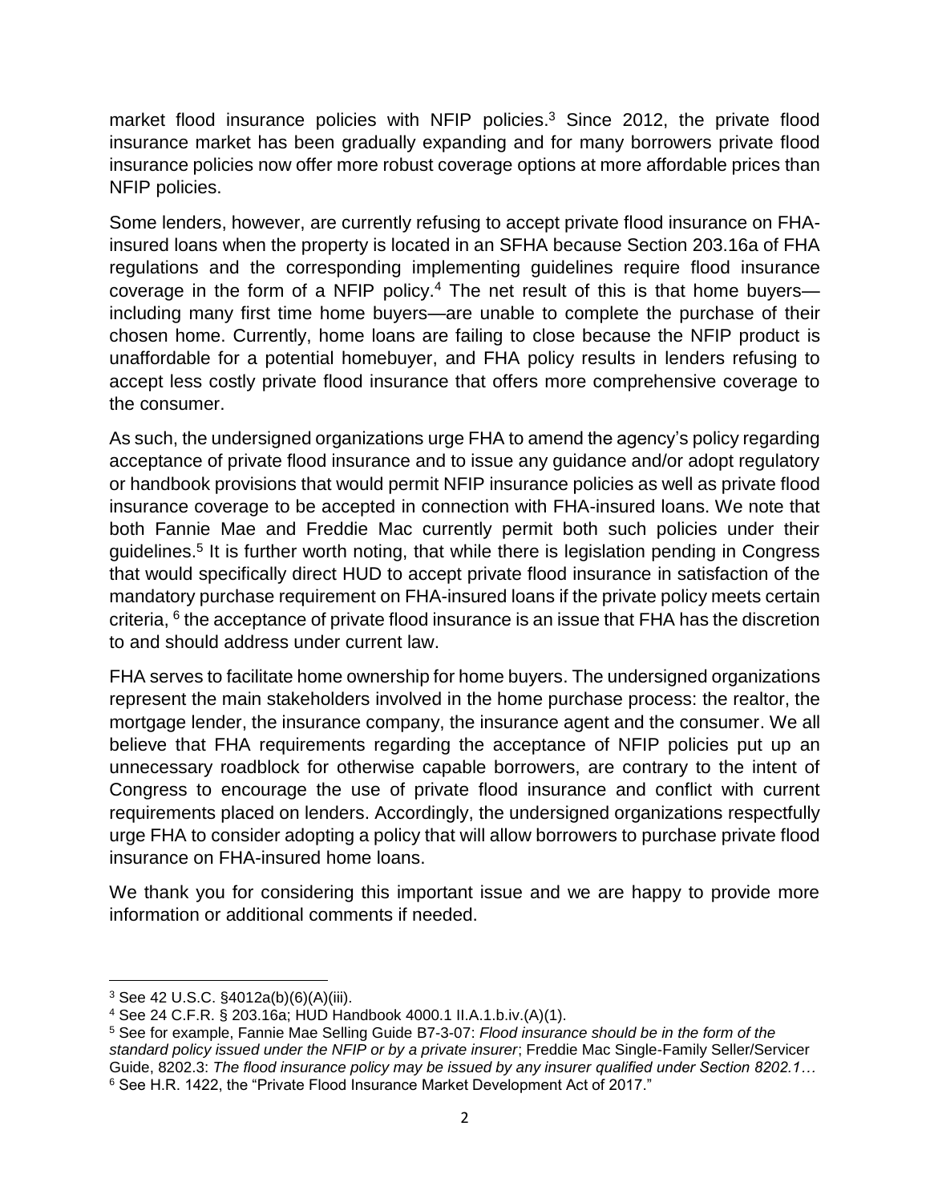market flood insurance policies with NFIP policies.[3] Since 2012, the private flood insurance market has been gradually expanding and for many borrowers private flood insurance policies now offer more robust coverage options at more affordable prices than NFIP policies.

Some lenders, however, are currently refusing to accept private flood insurance on FHA-insured loans when the property is located in an SFHA because Section 203.16a of FHA regulations and the corresponding implementing guidelines require flood insurance coverage in the form of a NFIP policy.[4] The net result of this is that home buyers—including many first time home buyers—are unable to complete the purchase of their chosen home. Currently, home loans are failing to close because the NFIP product is unaffordable for a potential homebuyer, and FHA policy results in lenders refusing to accept less costly private flood insurance that offers more comprehensive coverage to the consumer.

As such, the undersigned organizations urge FHA to amend the agency's policy regarding acceptance of private flood insurance and to issue any guidance and/or adopt regulatory or handbook provisions that would permit NFIP insurance policies as well as private flood insurance coverage to be accepted in connection with FHA-insured loans. We note that both Fannie Mae and Freddie Mac currently permit both such policies under their guidelines.[5] It is further worth noting, that while there is legislation pending in Congress that would specifically direct HUD to accept private flood insurance in satisfaction of the mandatory purchase requirement on FHA-insured loans if the private policy meets certain criteria, [6] the acceptance of private flood insurance is an issue that FHA has the discretion to and should address under current law.

FHA serves to facilitate home ownership for home buyers. The undersigned organizations represent the main stakeholders involved in the home purchase process: the realtor, the mortgage lender, the insurance company, the insurance agent and the consumer. We all believe that FHA requirements regarding the acceptance of NFIP policies put up an unnecessary roadblock for otherwise capable borrowers, are contrary to the intent of Congress to encourage the use of private flood insurance and conflict with current requirements placed on lenders. Accordingly, the undersigned organizations respectfully urge FHA to consider adopting a policy that will allow borrowers to purchase private flood insurance on FHA-insured home loans.

We thank you for considering this important issue and we are happy to provide more information or additional comments if needed.

---

[3] See 42 U.S.C. §4012a(b)(6)(A)(iii).

[4] See 24 C.F.R. § 203.16a; HUD Handbook 4000.1 II.A.1.b.iv.(A)(1).

[5] See for example, Fannie Mae Selling Guide B7-3-07: *Flood insurance should be in the form of the standard policy issued under the NFIP or by a private insurer*; Freddie Mac Single-Family Seller/Servicer Guide, 8202.3: *The flood insurance policy may be issued by any insurer qualified under Section 8202.1…*

[6] See H.R. 1422, the "Private Flood Insurance Market Development Act of 2017."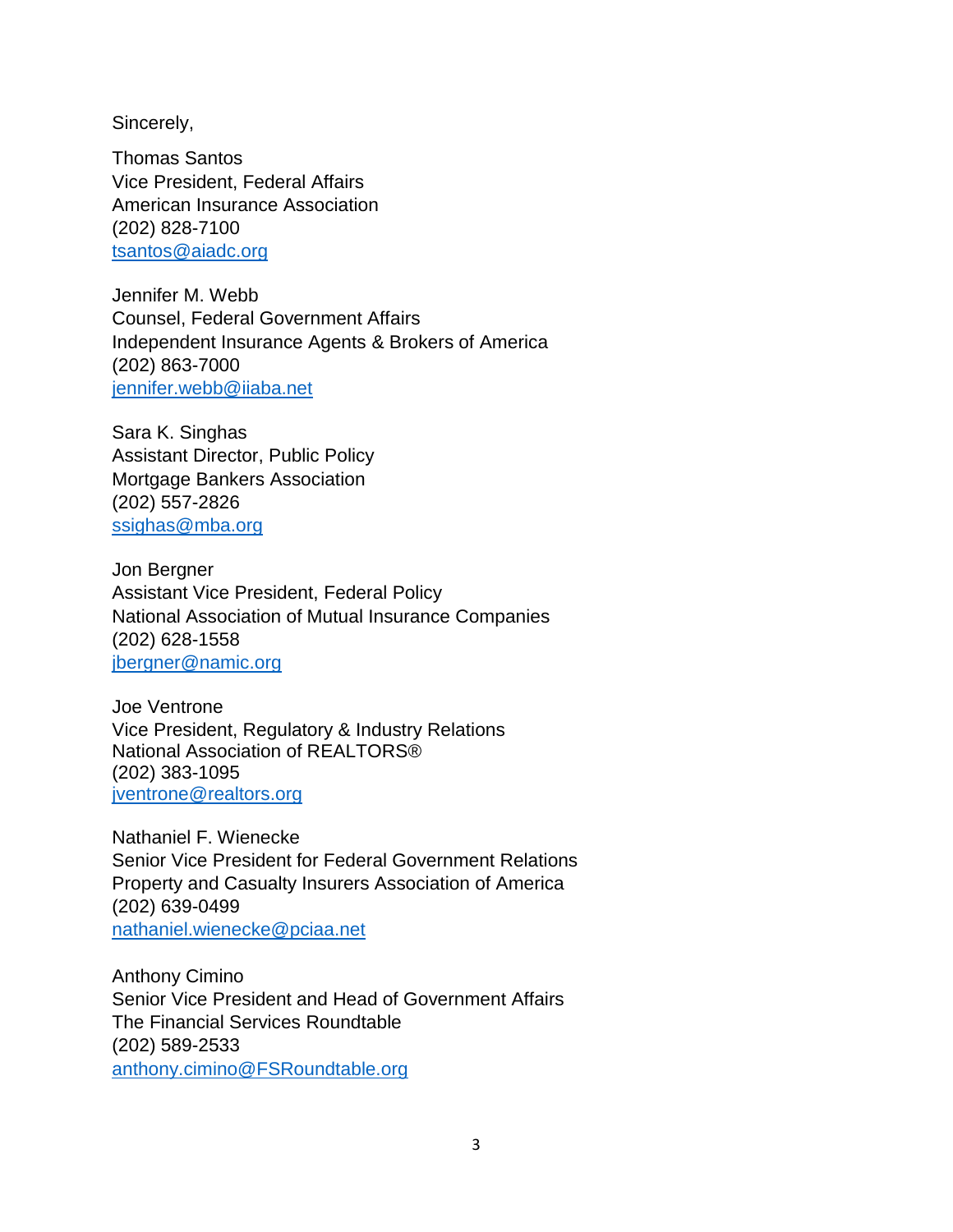Sincerely,

Thomas Santos  
Vice President, Federal Affairs  
American Insurance Association  
(202) 828-7100  
tsantos@aiadc.org

Jennifer M. Webb  
Counsel, Federal Government Affairs  
Independent Insurance Agents & Brokers of America  
(202) 863-7000  
jennifer.webb@iiaba.net

Sara K. Singhas  
Assistant Director, Public Policy  
Mortgage Bankers Association  
(202) 557-2826  
ssighas@mba.org

Jon Bergner  
Assistant Vice President, Federal Policy  
National Association of Mutual Insurance Companies  
(202) 628-1558  
jbergner@namic.org

Joe Ventrone  
Vice President, Regulatory & Industry Relations  
National Association of REALTORS®  
(202) 383-1095  
jventrone@realtors.org

Nathaniel F. Wienecke  
Senior Vice President for Federal Government Relations  
Property and Casualty Insurers Association of America  
(202) 639-0499  
nathaniel.wienecke@pciaa.net

Anthony Cimino  
Senior Vice President and Head of Government Affairs  
The Financial Services Roundtable  
(202) 589-2533  
anthony.cimino@FSRoundtable.org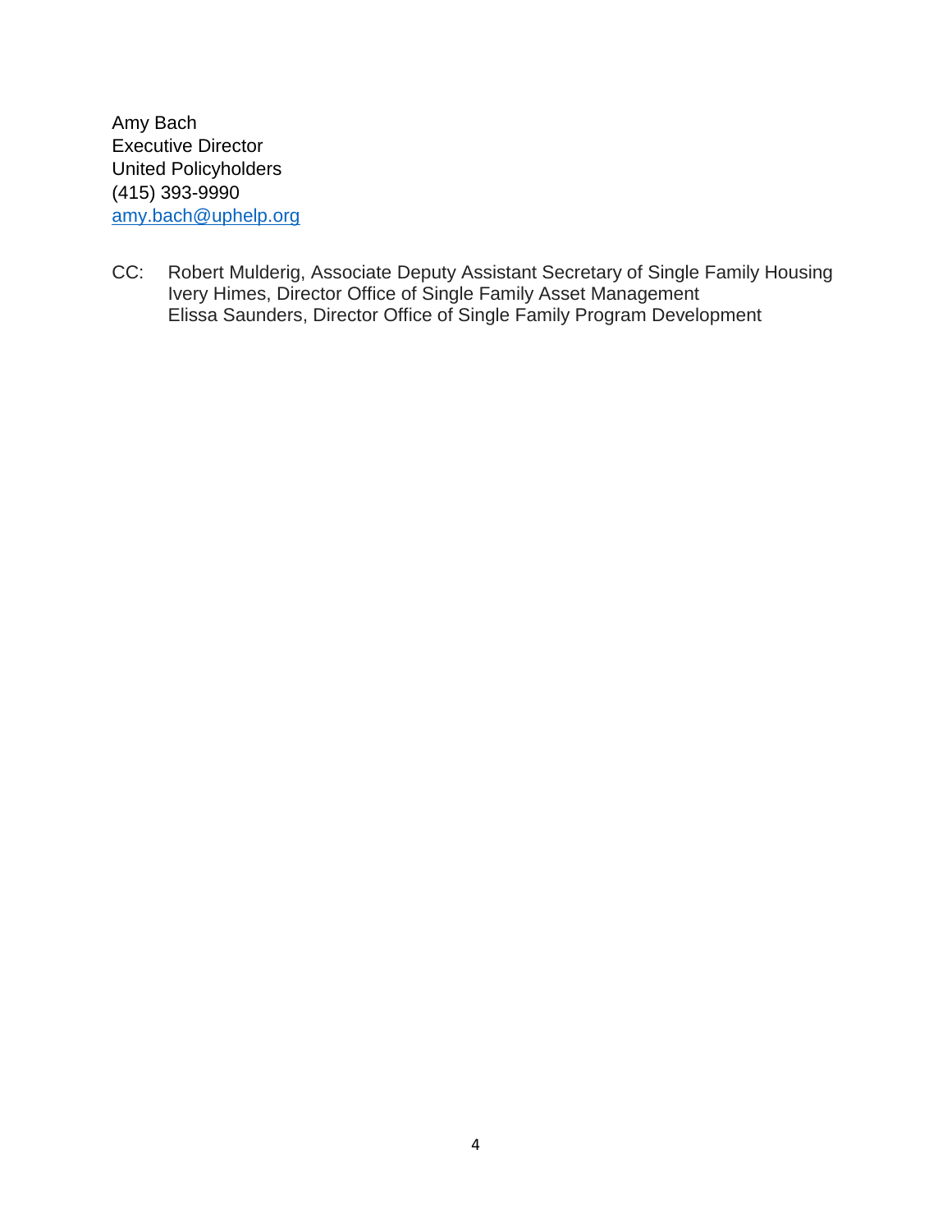Amy Bach
Executive Director
United Policyholders
(415) 393-9990
amy.bach@uphelp.org

CC: Robert Mulderig, Associate Deputy Assistant Secretary of Single Family Housing
Ivery Himes, Director Office of Single Family Asset Management
Elissa Saunders, Director Office of Single Family Program Development